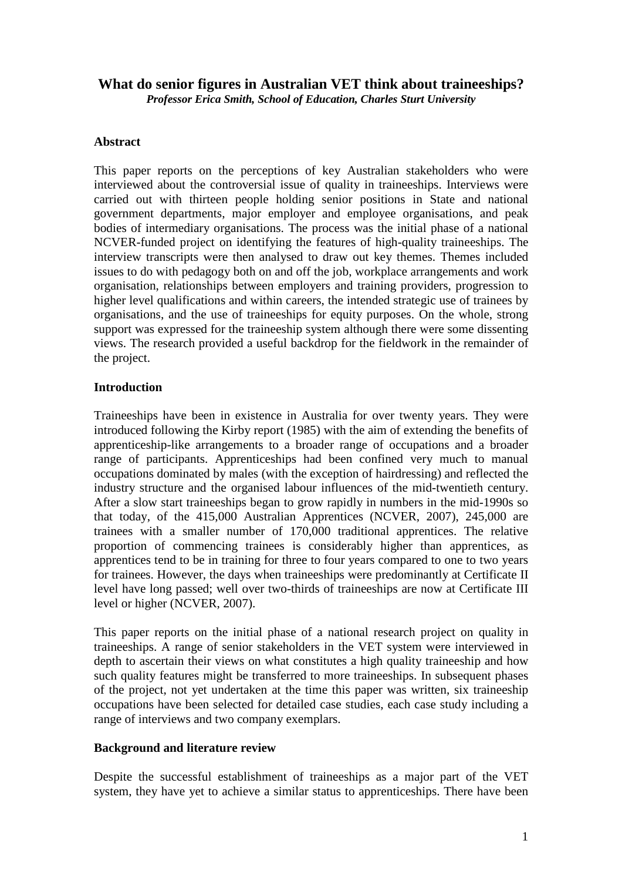# What do senior figures in Australian VET think about traineeships?

***Professor Erica Smith, School of Education, Charles Sturt University***

## Abstract

This paper reports on the perceptions of key Australian stakeholders who were interviewed about the controversial issue of quality in traineeships. Interviews were carried out with thirteen people holding senior positions in State and national government departments, major employer and employee organisations, and peak bodies of intermediary organisations. The process was the initial phase of a national NCVER-funded project on identifying the features of high-quality traineeships. The interview transcripts were then analysed to draw out key themes. Themes included issues to do with pedagogy both on and off the job, workplace arrangements and work organisation, relationships between employers and training providers, progression to higher level qualifications and within careers, the intended strategic use of trainees by organisations, and the use of traineeships for equity purposes. On the whole, strong support was expressed for the traineeship system although there were some dissenting views. The research provided a useful backdrop for the fieldwork in the remainder of the project.

## Introduction

Traineeships have been in existence in Australia for over twenty years. They were introduced following the Kirby report (1985) with the aim of extending the benefits of apprenticeship-like arrangements to a broader range of occupations and a broader range of participants. Apprenticeships had been confined very much to manual occupations dominated by males (with the exception of hairdressing) and reflected the industry structure and the organised labour influences of the mid-twentieth century. After a slow start traineeships began to grow rapidly in numbers in the mid-1990s so that today, of the 415,000 Australian Apprentices (NCVER, 2007), 245,000 are trainees with a smaller number of 170,000 traditional apprentices. The relative proportion of commencing trainees is considerably higher than apprentices, as apprentices tend to be in training for three to four years compared to one to two years for trainees. However, the days when traineeships were predominantly at Certificate II level have long passed; well over two-thirds of traineeships are now at Certificate III level or higher (NCVER, 2007).

This paper reports on the initial phase of a national research project on quality in traineeships. A range of senior stakeholders in the VET system were interviewed in depth to ascertain their views on what constitutes a high quality traineeship and how such quality features might be transferred to more traineeships. In subsequent phases of the project, not yet undertaken at the time this paper was written, six traineeship occupations have been selected for detailed case studies, each case study including a range of interviews and two company exemplars.

## Background and literature review

Despite the successful establishment of traineeships as a major part of the VET system, they have yet to achieve a similar status to apprenticeships. There have been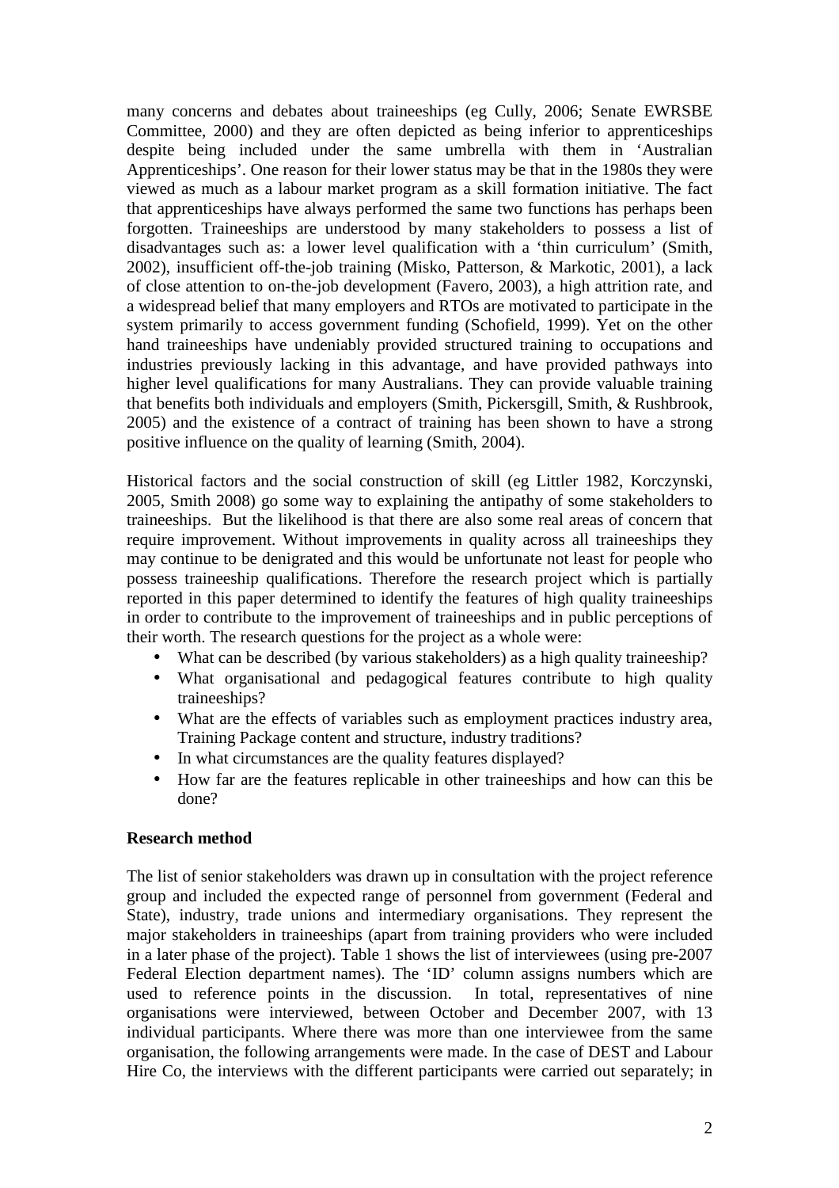many concerns and debates about traineeships (eg Cully, 2006; Senate EWRSBE Committee, 2000) and they are often depicted as being inferior to apprenticeships despite being included under the same umbrella with them in 'Australian Apprenticeships'. One reason for their lower status may be that in the 1980s they were viewed as much as a labour market program as a skill formation initiative. The fact that apprenticeships have always performed the same two functions has perhaps been forgotten. Traineeships are understood by many stakeholders to possess a list of disadvantages such as: a lower level qualification with a 'thin curriculum' (Smith, 2002), insufficient off-the-job training (Misko, Patterson, & Markotic, 2001), a lack of close attention to on-the-job development (Favero, 2003), a high attrition rate, and a widespread belief that many employers and RTOs are motivated to participate in the system primarily to access government funding (Schofield, 1999). Yet on the other hand traineeships have undeniably provided structured training to occupations and industries previously lacking in this advantage, and have provided pathways into higher level qualifications for many Australians. They can provide valuable training that benefits both individuals and employers (Smith, Pickersgill, Smith, & Rushbrook, 2005) and the existence of a contract of training has been shown to have a strong positive influence on the quality of learning (Smith, 2004).

Historical factors and the social construction of skill (eg Littler 1982, Korczynski, 2005, Smith 2008) go some way to explaining the antipathy of some stakeholders to traineeships. But the likelihood is that there are also some real areas of concern that require improvement. Without improvements in quality across all traineeships they may continue to be denigrated and this would be unfortunate not least for people who possess traineeship qualifications. Therefore the research project which is partially reported in this paper determined to identify the features of high quality traineeships in order to contribute to the improvement of traineeships and in public perceptions of their worth. The research questions for the project as a whole were:

- What can be described (by various stakeholders) as a high quality traineeship?
- What organisational and pedagogical features contribute to high quality traineeships?
- What are the effects of variables such as employment practices industry area, Training Package content and structure, industry traditions?
- In what circumstances are the quality features displayed?
- How far are the features replicable in other traineeships and how can this be done?

**Research method**

The list of senior stakeholders was drawn up in consultation with the project reference group and included the expected range of personnel from government (Federal and State), industry, trade unions and intermediary organisations. They represent the major stakeholders in traineeships (apart from training providers who were included in a later phase of the project). Table 1 shows the list of interviewees (using pre-2007 Federal Election department names). The 'ID' column assigns numbers which are used to reference points in the discussion. In total, representatives of nine organisations were interviewed, between October and December 2007, with 13 individual participants. Where there was more than one interviewee from the same organisation, the following arrangements were made. In the case of DEST and Labour Hire Co, the interviews with the different participants were carried out separately; in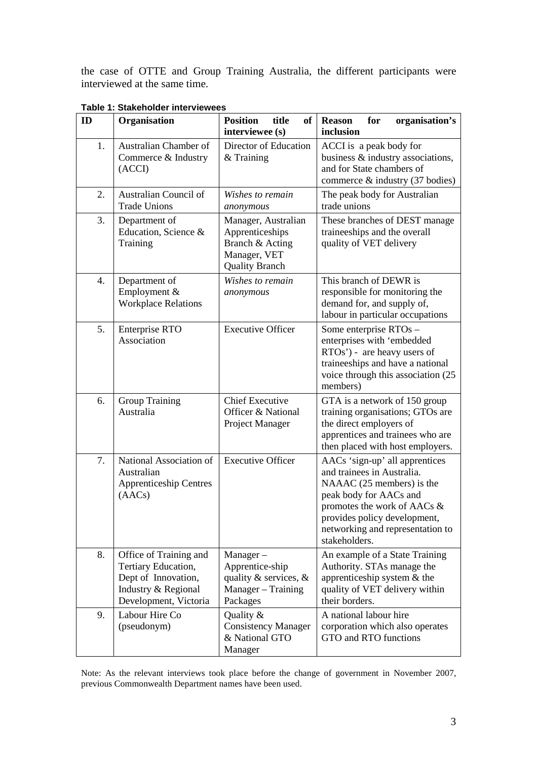the case of OTTE and Group Training Australia, the different participants were interviewed at the same time.

**Table 1: Stakeholder interviewees**

| ID | Organisation | Position title of interviewee (s) | Reason for organisation's inclusion |
|---|---|---|---|
| 1. | Australian Chamber of Commerce & Industry (ACCI) | Director of Education & Training | ACCI is a peak body for business & industry associations, and for State chambers of commerce & industry (37 bodies) |
| 2. | Australian Council of Trade Unions | *Wishes to remain anonymous* | The peak body for Australian trade unions |
| 3. | Department of Education, Science & Training | Manager, Australian Apprenticeships Branch & Acting Manager, VET Quality Branch | These branches of DEST manage traineeships and the overall quality of VET delivery |
| 4. | Department of Employment & Workplace Relations | *Wishes to remain anonymous* | This branch of DEWR is responsible for monitoring the demand for, and supply of, labour in particular occupations |
| 5. | Enterprise RTO Association | Executive Officer | Some enterprise RTOs – enterprises with 'embedded RTOs') - are heavy users of traineeships and have a national voice through this association (25 members) |
| 6. | Group Training Australia | Chief Executive Officer & National Project Manager | GTA is a network of 150 group training organisations; GTOs are the direct employers of apprentices and trainees who are then placed with host employers. |
| 7. | National Association of Australian Apprenticeship Centres (AACs) | Executive Officer | AACs 'sign-up' all apprentices and trainees in Australia. NAAAC (25 members) is the peak body for AACs and promotes the work of AACs & provides policy development, networking and representation to stakeholders. |
| 8. | Office of Training and Tertiary Education, Dept of Innovation, Industry & Regional Development, Victoria | Manager – Apprentice-ship quality & services, & Manager – Training Packages | An example of a State Training Authority. STAs manage the apprenticeship system & the quality of VET delivery within their borders. |
| 9. | Labour Hire Co (pseudonym) | Quality & Consistency Manager & National GTO Manager | A national labour hire corporation which also operates GTO and RTO functions |

Note: As the relevant interviews took place before the change of government in November 2007, previous Commonwealth Department names have been used.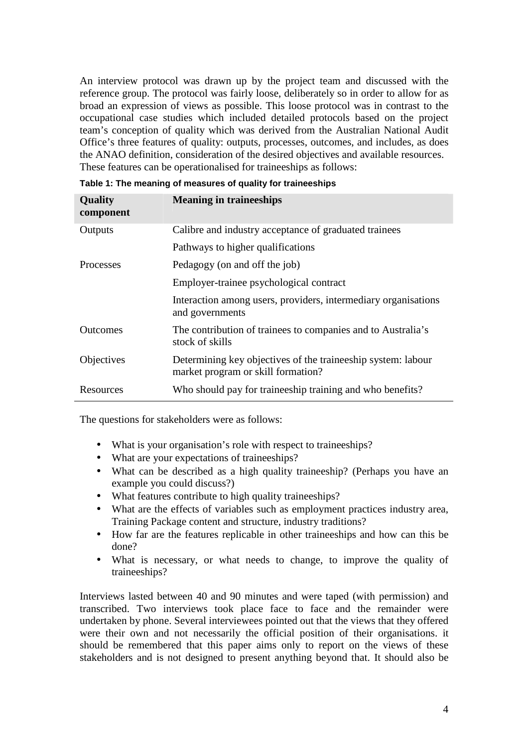An interview protocol was drawn up by the project team and discussed with the reference group. The protocol was fairly loose, deliberately so in order to allow for as broad an expression of views as possible. This loose protocol was in contrast to the occupational case studies which included detailed protocols based on the project team's conception of quality which was derived from the Australian National Audit Office's three features of quality: outputs, processes, outcomes, and includes, as does the ANAO definition, consideration of the desired objectives and available resources. These features can be operationalised for traineeships as follows:

**Table 1: The meaning of measures of quality for traineeships**

| Quality component | Meaning in traineeships |
|---|---|
| Outputs | Calibre and industry acceptance of graduated trainees |
| | Pathways to higher qualifications |
| Processes | Pedagogy (on and off the job) |
| | Employer-trainee psychological contract |
| | Interaction among users, providers, intermediary organisations and governments |
| Outcomes | The contribution of trainees to companies and to Australia's stock of skills |
| Objectives | Determining key objectives of the traineeship system: labour market program or skill formation? |
| Resources | Who should pay for traineeship training and who benefits? |

The questions for stakeholders were as follows:

- What is your organisation's role with respect to traineeships?
- What are your expectations of traineeships?
- What can be described as a high quality traineeship? (Perhaps you have an example you could discuss?)
- What features contribute to high quality traineeships?
- What are the effects of variables such as employment practices industry area, Training Package content and structure, industry traditions?
- How far are the features replicable in other traineeships and how can this be done?
- What is necessary, or what needs to change, to improve the quality of traineeships?

Interviews lasted between 40 and 90 minutes and were taped (with permission) and transcribed. Two interviews took place face to face and the remainder were undertaken by phone. Several interviewees pointed out that the views that they offered were their own and not necessarily the official position of their organisations. it should be remembered that this paper aims only to report on the views of these stakeholders and is not designed to present anything beyond that. It should also be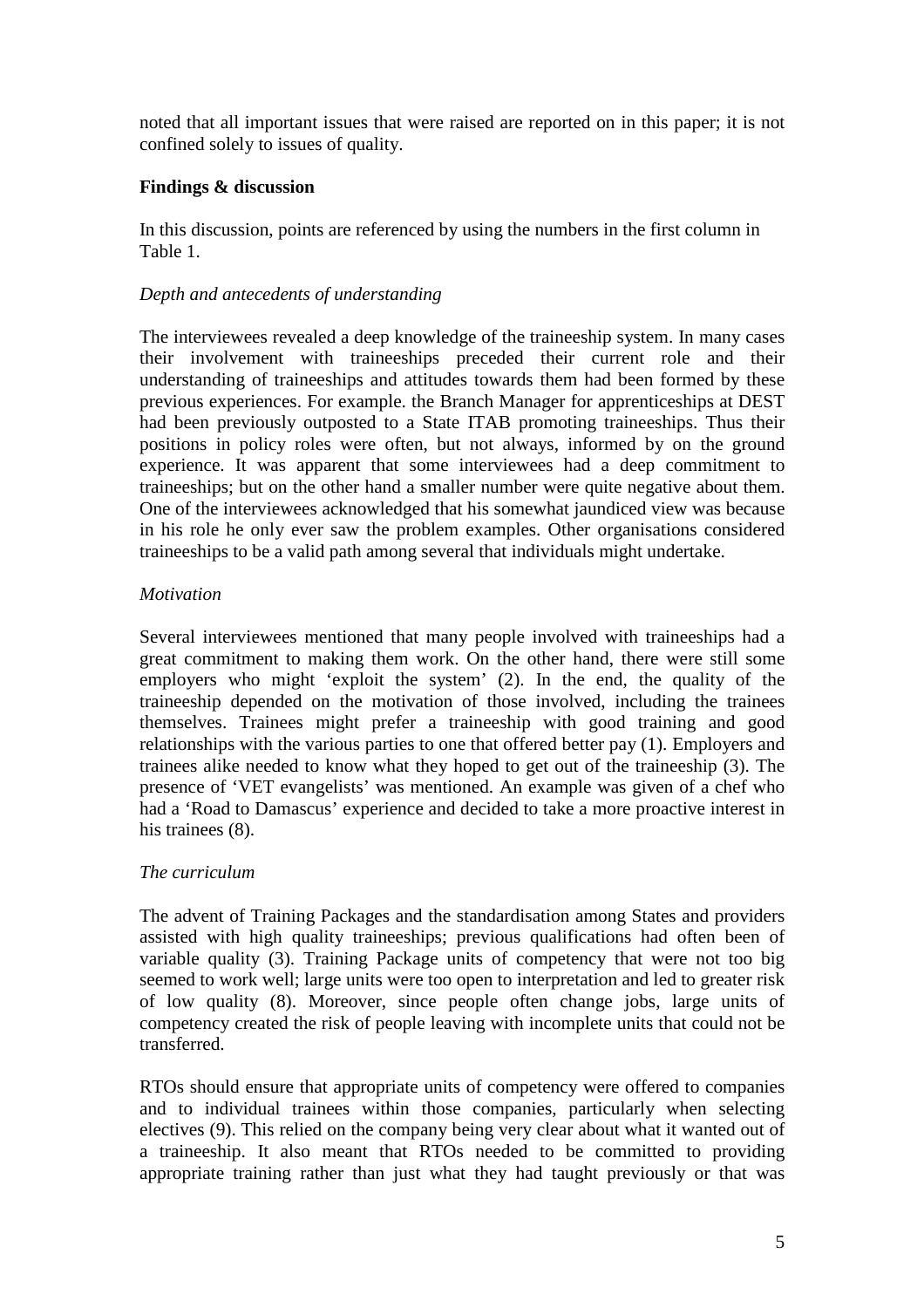noted that all important issues that were raised are reported on in this paper; it is not confined solely to issues of quality.

**Findings & discussion**

In this discussion, points are referenced by using the numbers in the first column in Table 1.

*Depth and antecedents of understanding*

The interviewees revealed a deep knowledge of the traineeship system. In many cases their involvement with traineeships preceded their current role and their understanding of traineeships and attitudes towards them had been formed by these previous experiences. For example. the Branch Manager for apprenticeships at DEST had been previously outposted to a State ITAB promoting traineeships. Thus their positions in policy roles were often, but not always, informed by on the ground experience. It was apparent that some interviewees had a deep commitment to traineeships; but on the other hand a smaller number were quite negative about them. One of the interviewees acknowledged that his somewhat jaundiced view was because in his role he only ever saw the problem examples. Other organisations considered traineeships to be a valid path among several that individuals might undertake.

*Motivation*

Several interviewees mentioned that many people involved with traineeships had a great commitment to making them work. On the other hand, there were still some employers who might 'exploit the system' (2). In the end, the quality of the traineeship depended on the motivation of those involved, including the trainees themselves. Trainees might prefer a traineeship with good training and good relationships with the various parties to one that offered better pay (1). Employers and trainees alike needed to know what they hoped to get out of the traineeship (3). The presence of 'VET evangelists' was mentioned. An example was given of a chef who had a 'Road to Damascus' experience and decided to take a more proactive interest in his trainees (8).

*The curriculum*

The advent of Training Packages and the standardisation among States and providers assisted with high quality traineeships; previous qualifications had often been of variable quality (3). Training Package units of competency that were not too big seemed to work well; large units were too open to interpretation and led to greater risk of low quality (8). Moreover, since people often change jobs, large units of competency created the risk of people leaving with incomplete units that could not be transferred.

RTOs should ensure that appropriate units of competency were offered to companies and to individual trainees within those companies, particularly when selecting electives (9). This relied on the company being very clear about what it wanted out of a traineeship. It also meant that RTOs needed to be committed to providing appropriate training rather than just what they had taught previously or that was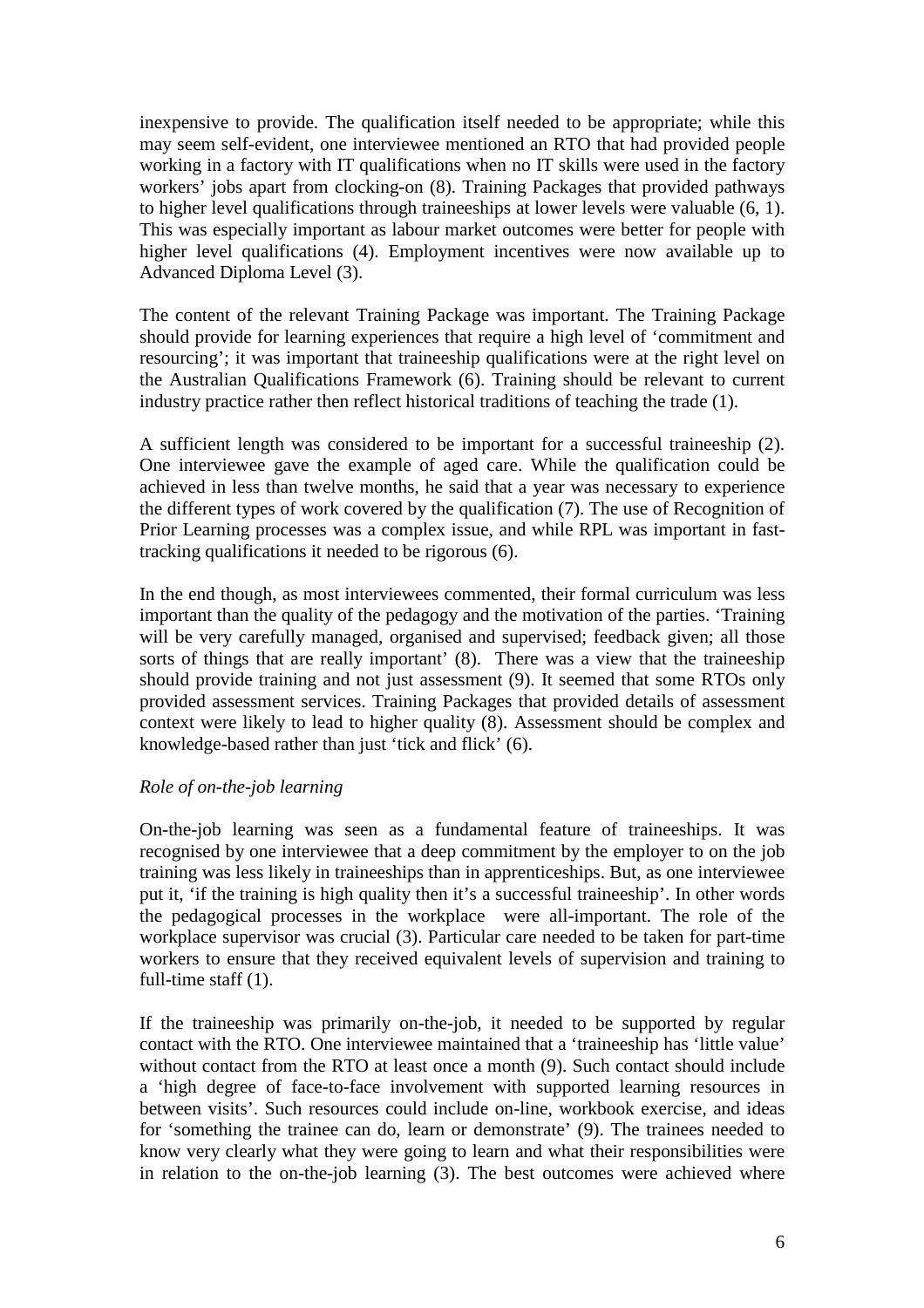inexpensive to provide. The qualification itself needed to be appropriate; while this may seem self-evident, one interviewee mentioned an RTO that had provided people working in a factory with IT qualifications when no IT skills were used in the factory workers' jobs apart from clocking-on (8). Training Packages that provided pathways to higher level qualifications through traineeships at lower levels were valuable (6, 1). This was especially important as labour market outcomes were better for people with higher level qualifications (4). Employment incentives were now available up to Advanced Diploma Level (3).

The content of the relevant Training Package was important. The Training Package should provide for learning experiences that require a high level of 'commitment and resourcing'; it was important that traineeship qualifications were at the right level on the Australian Qualifications Framework (6). Training should be relevant to current industry practice rather then reflect historical traditions of teaching the trade (1).

A sufficient length was considered to be important for a successful traineeship (2). One interviewee gave the example of aged care. While the qualification could be achieved in less than twelve months, he said that a year was necessary to experience the different types of work covered by the qualification (7). The use of Recognition of Prior Learning processes was a complex issue, and while RPL was important in fast-tracking qualifications it needed to be rigorous (6).

In the end though, as most interviewees commented, their formal curriculum was less important than the quality of the pedagogy and the motivation of the parties. 'Training will be very carefully managed, organised and supervised; feedback given; all those sorts of things that are really important' (8). There was a view that the traineeship should provide training and not just assessment (9). It seemed that some RTOs only provided assessment services. Training Packages that provided details of assessment context were likely to lead to higher quality (8). Assessment should be complex and knowledge-based rather than just 'tick and flick' (6).

*Role of on-the-job learning*

On-the-job learning was seen as a fundamental feature of traineeships. It was recognised by one interviewee that a deep commitment by the employer to on the job training was less likely in traineeships than in apprenticeships. But, as one interviewee put it, 'if the training is high quality then it's a successful traineeship'. In other words the pedagogical processes in the workplace were all-important. The role of the workplace supervisor was crucial (3). Particular care needed to be taken for part-time workers to ensure that they received equivalent levels of supervision and training to full-time staff (1).

If the traineeship was primarily on-the-job, it needed to be supported by regular contact with the RTO. One interviewee maintained that a 'traineeship has 'little value' without contact from the RTO at least once a month (9). Such contact should include a 'high degree of face-to-face involvement with supported learning resources in between visits'. Such resources could include on-line, workbook exercise, and ideas for 'something the trainee can do, learn or demonstrate' (9). The trainees needed to know very clearly what they were going to learn and what their responsibilities were in relation to the on-the-job learning (3). The best outcomes were achieved where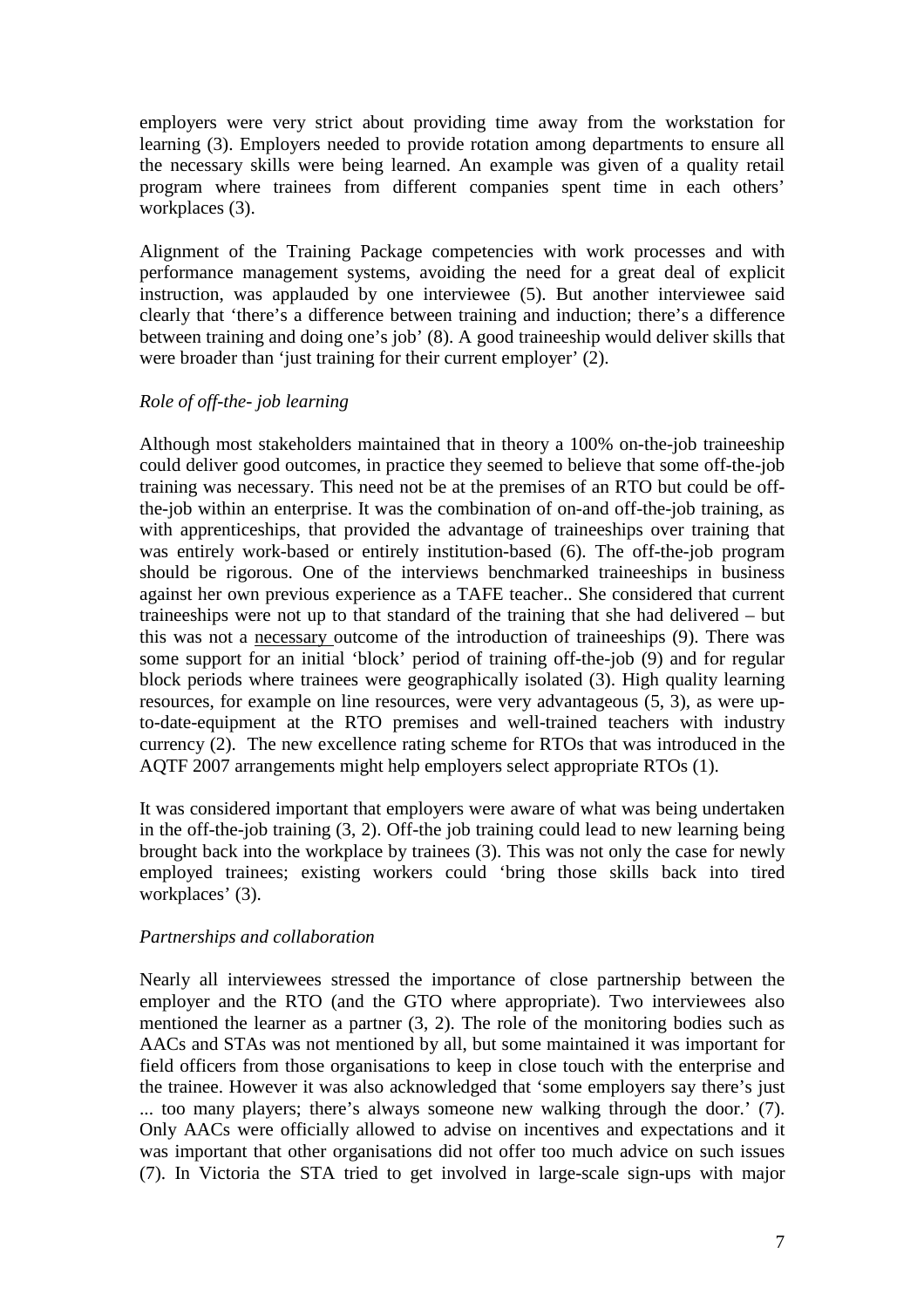employers were very strict about providing time away from the workstation for learning (3). Employers needed to provide rotation among departments to ensure all the necessary skills were being learned. An example was given of a quality retail program where trainees from different companies spent time in each others' workplaces (3).

Alignment of the Training Package competencies with work processes and with performance management systems, avoiding the need for a great deal of explicit instruction, was applauded by one interviewee (5). But another interviewee said clearly that 'there's a difference between training and induction; there's a difference between training and doing one's job' (8). A good traineeship would deliver skills that were broader than 'just training for their current employer' (2).

*Role of off-the- job learning*

Although most stakeholders maintained that in theory a 100% on-the-job traineeship could deliver good outcomes, in practice they seemed to believe that some off-the-job training was necessary. This need not be at the premises of an RTO but could be off-the-job within an enterprise. It was the combination of on-and off-the-job training, as with apprenticeships, that provided the advantage of traineeships over training that was entirely work-based or entirely institution-based (6). The off-the-job program should be rigorous. One of the interviews benchmarked traineeships in business against her own previous experience as a TAFE teacher.. She considered that current traineeships were not up to that standard of the training that she had delivered – but this was not a <u>necessary</u> outcome of the introduction of traineeships (9). There was some support for an initial 'block' period of training off-the-job (9) and for regular block periods where trainees were geographically isolated (3). High quality learning resources, for example on line resources, were very advantageous (5, 3), as were up-to-date-equipment at the RTO premises and well-trained teachers with industry currency (2). The new excellence rating scheme for RTOs that was introduced in the AQTF 2007 arrangements might help employers select appropriate RTOs (1).

It was considered important that employers were aware of what was being undertaken in the off-the-job training (3, 2). Off-the job training could lead to new learning being brought back into the workplace by trainees (3). This was not only the case for newly employed trainees; existing workers could 'bring those skills back into tired workplaces' (3).

*Partnerships and collaboration*

Nearly all interviewees stressed the importance of close partnership between the employer and the RTO (and the GTO where appropriate). Two interviewees also mentioned the learner as a partner (3, 2). The role of the monitoring bodies such as AACs and STAs was not mentioned by all, but some maintained it was important for field officers from those organisations to keep in close touch with the enterprise and the trainee. However it was also acknowledged that 'some employers say there's just ... too many players; there's always someone new walking through the door.' (7). Only AACs were officially allowed to advise on incentives and expectations and it was important that other organisations did not offer too much advice on such issues (7). In Victoria the STA tried to get involved in large-scale sign-ups with major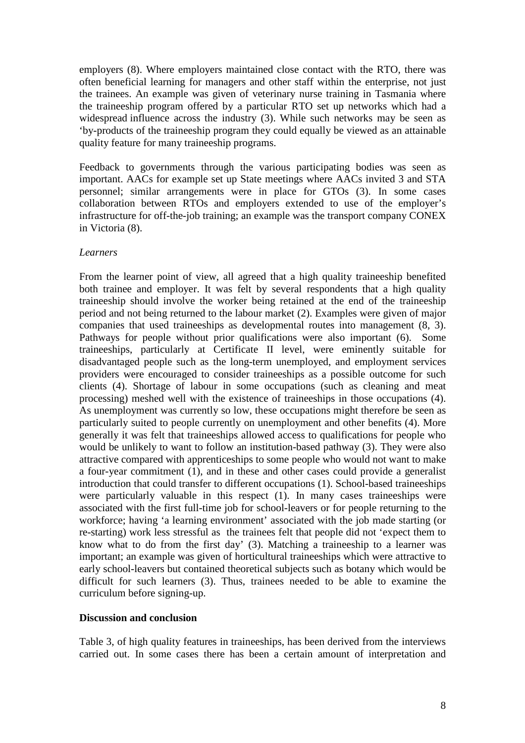employers (8). Where employers maintained close contact with the RTO, there was often beneficial learning for managers and other staff within the enterprise, not just the trainees. An example was given of veterinary nurse training in Tasmania where the traineeship program offered by a particular RTO set up networks which had a widespread influence across the industry (3). While such networks may be seen as 'by-products of the traineeship program they could equally be viewed as an attainable quality feature for many traineeship programs.

Feedback to governments through the various participating bodies was seen as important. AACs for example set up State meetings where AACs invited 3 and STA personnel; similar arrangements were in place for GTOs (3). In some cases collaboration between RTOs and employers extended to use of the employer's infrastructure for off-the-job training; an example was the transport company CONEX in Victoria (8).

*Learners*

From the learner point of view, all agreed that a high quality traineeship benefited both trainee and employer. It was felt by several respondents that a high quality traineeship should involve the worker being retained at the end of the traineeship period and not being returned to the labour market (2). Examples were given of major companies that used traineeships as developmental routes into management (8, 3). Pathways for people without prior qualifications were also important (6). Some traineeships, particularly at Certificate II level, were eminently suitable for disadvantaged people such as the long-term unemployed, and employment services providers were encouraged to consider traineeships as a possible outcome for such clients (4). Shortage of labour in some occupations (such as cleaning and meat processing) meshed well with the existence of traineeships in those occupations (4). As unemployment was currently so low, these occupations might therefore be seen as particularly suited to people currently on unemployment and other benefits (4). More generally it was felt that traineeships allowed access to qualifications for people who would be unlikely to want to follow an institution-based pathway (3). They were also attractive compared with apprenticeships to some people who would not want to make a four-year commitment (1), and in these and other cases could provide a generalist introduction that could transfer to different occupations (1). School-based traineeships were particularly valuable in this respect (1). In many cases traineeships were associated with the first full-time job for school-leavers or for people returning to the workforce; having 'a learning environment' associated with the job made starting (or re-starting) work less stressful as the trainees felt that people did not 'expect them to know what to do from the first day' (3). Matching a traineeship to a learner was important; an example was given of horticultural traineeships which were attractive to early school-leavers but contained theoretical subjects such as botany which would be difficult for such learners (3). Thus, trainees needed to be able to examine the curriculum before signing-up.

**Discussion and conclusion**

Table 3, of high quality features in traineeships, has been derived from the interviews carried out. In some cases there has been a certain amount of interpretation and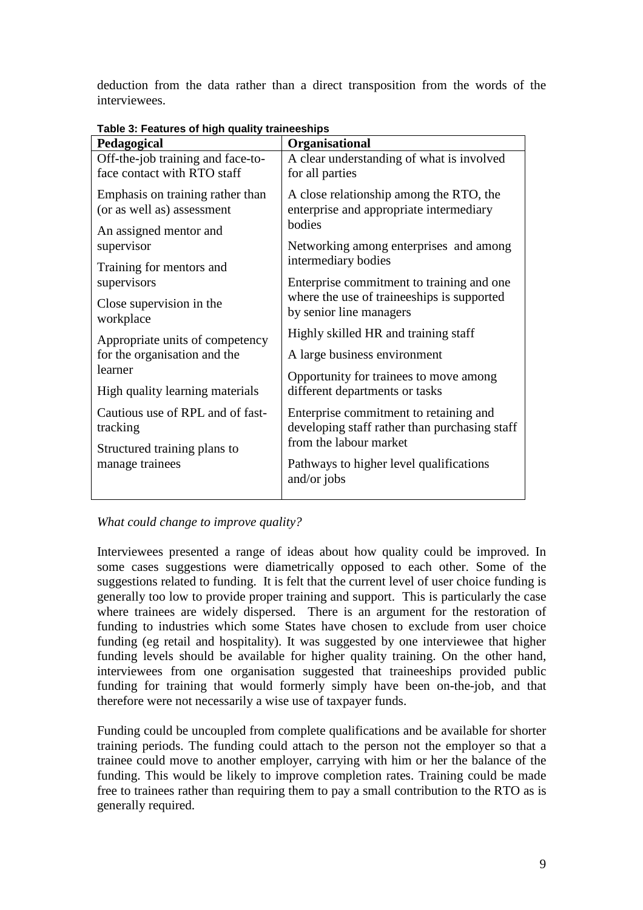deduction from the data rather than a direct transposition from the words of the interviewees.

**Table 3: Features of high quality traineeships**

| Pedagogical | Organisational |
|---|---|
| Off-the-job training and face-to-face contact with RTO staff | A clear understanding of what is involved for all parties |
| Emphasis on training rather than (or as well as) assessment | A close relationship among the RTO, the enterprise and appropriate intermediary bodies |
| An assigned mentor and supervisor | Networking among enterprises and among intermediary bodies |
| Training for mentors and supervisors | Enterprise commitment to training and one where the use of traineeships is supported by senior line managers |
| Close supervision in the workplace | Highly skilled HR and training staff |
| Appropriate units of competency for the organisation and the learner | A large business environment |
| High quality learning materials | Opportunity for trainees to move among different departments or tasks |
| Cautious use of RPL and of fast-tracking | Enterprise commitment to retaining and developing staff rather than purchasing staff from the labour market |
| Structured training plans to manage trainees | Pathways to higher level qualifications and/or jobs |

*What could change to improve quality?*

Interviewees presented a range of ideas about how quality could be improved. In some cases suggestions were diametrically opposed to each other. Some of the suggestions related to funding. It is felt that the current level of user choice funding is generally too low to provide proper training and support. This is particularly the case where trainees are widely dispersed. There is an argument for the restoration of funding to industries which some States have chosen to exclude from user choice funding (eg retail and hospitality). It was suggested by one interviewee that higher funding levels should be available for higher quality training. On the other hand, interviewees from one organisation suggested that traineeships provided public funding for training that would formerly simply have been on-the-job, and that therefore were not necessarily a wise use of taxpayer funds.

Funding could be uncoupled from complete qualifications and be available for shorter training periods. The funding could attach to the person not the employer so that a trainee could move to another employer, carrying with him or her the balance of the funding. This would be likely to improve completion rates. Training could be made free to trainees rather than requiring them to pay a small contribution to the RTO as is generally required.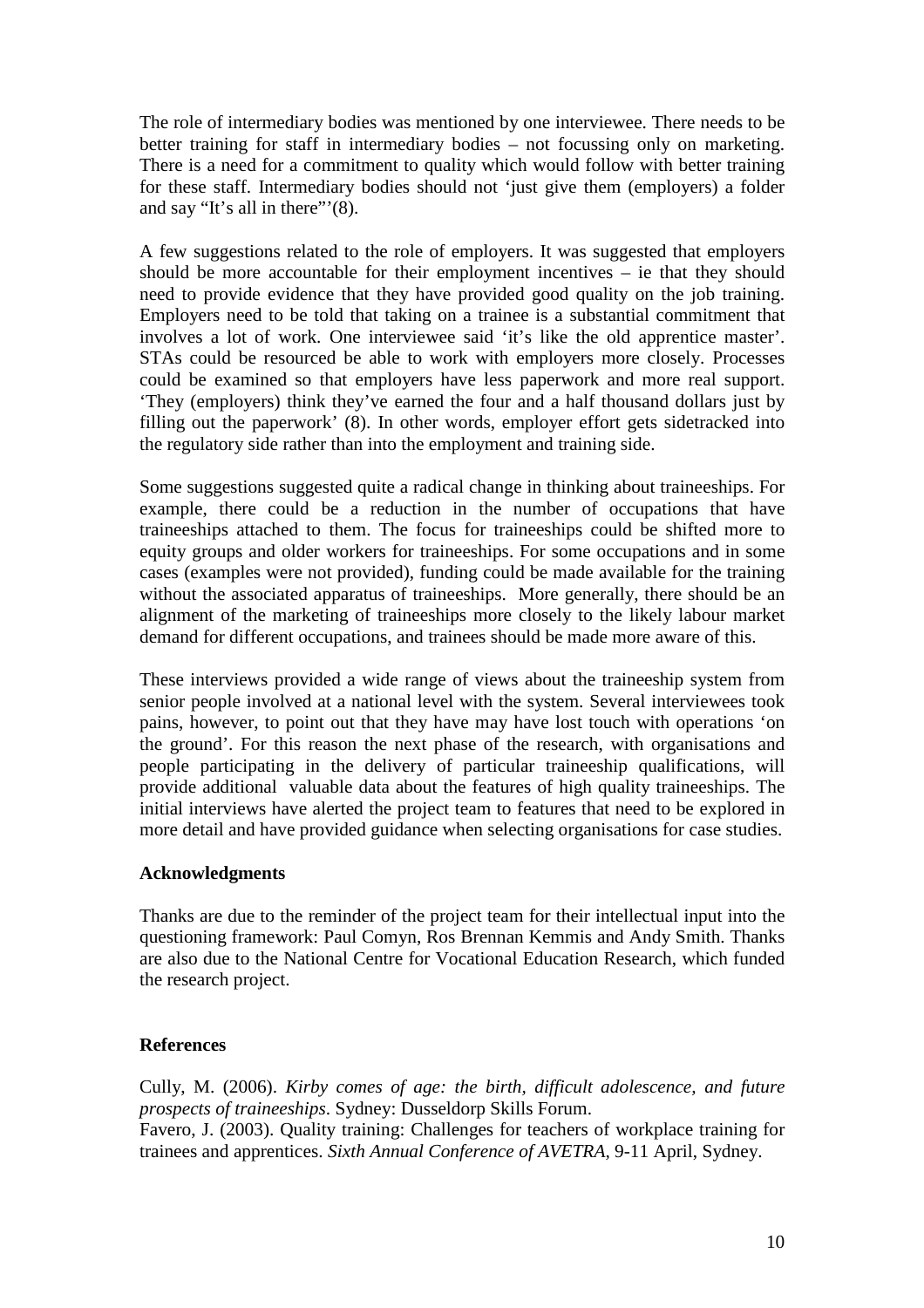The role of intermediary bodies was mentioned by one interviewee. There needs to be better training for staff in intermediary bodies – not focussing only on marketing. There is a need for a commitment to quality which would follow with better training for these staff. Intermediary bodies should not 'just give them (employers) a folder and say "It's all in there"'(8).

A few suggestions related to the role of employers. It was suggested that employers should be more accountable for their employment incentives – ie that they should need to provide evidence that they have provided good quality on the job training. Employers need to be told that taking on a trainee is a substantial commitment that involves a lot of work. One interviewee said 'it's like the old apprentice master'. STAs could be resourced be able to work with employers more closely. Processes could be examined so that employers have less paperwork and more real support. 'They (employers) think they've earned the four and a half thousand dollars just by filling out the paperwork' (8). In other words, employer effort gets sidetracked into the regulatory side rather than into the employment and training side.

Some suggestions suggested quite a radical change in thinking about traineeships. For example, there could be a reduction in the number of occupations that have traineeships attached to them. The focus for traineeships could be shifted more to equity groups and older workers for traineeships. For some occupations and in some cases (examples were not provided), funding could be made available for the training without the associated apparatus of traineeships. More generally, there should be an alignment of the marketing of traineeships more closely to the likely labour market demand for different occupations, and trainees should be made more aware of this.

These interviews provided a wide range of views about the traineeship system from senior people involved at a national level with the system. Several interviewees took pains, however, to point out that they have may have lost touch with operations 'on the ground'. For this reason the next phase of the research, with organisations and people participating in the delivery of particular traineeship qualifications, will provide additional valuable data about the features of high quality traineeships. The initial interviews have alerted the project team to features that need to be explored in more detail and have provided guidance when selecting organisations for case studies.

**Acknowledgments**

Thanks are due to the reminder of the project team for their intellectual input into the questioning framework: Paul Comyn, Ros Brennan Kemmis and Andy Smith. Thanks are also due to the National Centre for Vocational Education Research, which funded the research project.

**References**

Cully, M. (2006). *Kirby comes of age: the birth, difficult adolescence, and future prospects of traineeships*. Sydney: Dusseldorp Skills Forum.

Favero, J. (2003). Quality training: Challenges for teachers of workplace training for trainees and apprentices. *Sixth Annual Conference of AVETRA*, 9-11 April, Sydney.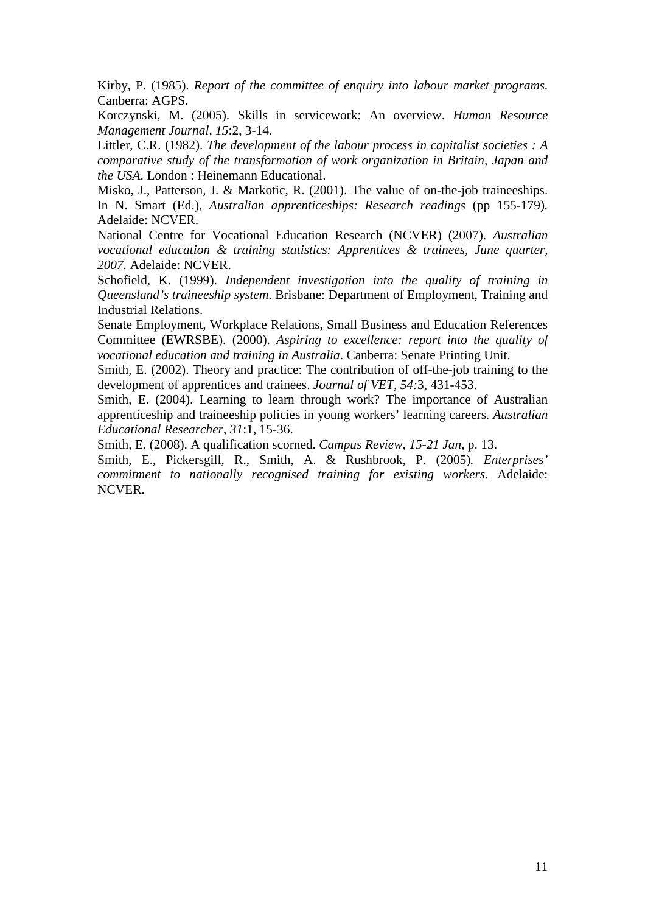Kirby, P. (1985). *Report of the committee of enquiry into labour market programs*. Canberra: AGPS.

Korczynski, M. (2005). Skills in servicework: An overview. *Human Resource Management Journal*, *15*:2, 3-14.

Littler, C.R. (1982). *The development of the labour process in capitalist societies : A comparative study of the transformation of work organization in Britain, Japan and the USA*. London : Heinemann Educational.

Misko, J., Patterson, J. & Markotic, R. (2001). The value of on-the-job traineeships. In N. Smart (Ed.), *Australian apprenticeships: Research readings* (pp 155-179). Adelaide: NCVER.

National Centre for Vocational Education Research (NCVER) (2007). *Australian vocational education & training statistics: Apprentices & trainees, June quarter, 2007*. Adelaide: NCVER.

Schofield, K. (1999). *Independent investigation into the quality of training in Queensland's traineeship system*. Brisbane: Department of Employment, Training and Industrial Relations.

Senate Employment, Workplace Relations, Small Business and Education References Committee (EWRSBE). (2000). *Aspiring to excellence: report into the quality of vocational education and training in Australia*. Canberra: Senate Printing Unit.

Smith, E. (2002). Theory and practice: The contribution of off-the-job training to the development of apprentices and trainees. *Journal of VET, 54:*3, 431-453.

Smith, E. (2004). Learning to learn through work? The importance of Australian apprenticeship and traineeship policies in young workers' learning careers. *Australian Educational Researcher*, *31*:1, 15-36.

Smith, E. (2008). A qualification scorned. *Campus Review, 15-21 Jan*, p. 13.

Smith, E., Pickersgill, R., Smith, A. & Rushbrook, P. (2005). *Enterprises' commitment to nationally recognised training for existing workers*. Adelaide: NCVER.